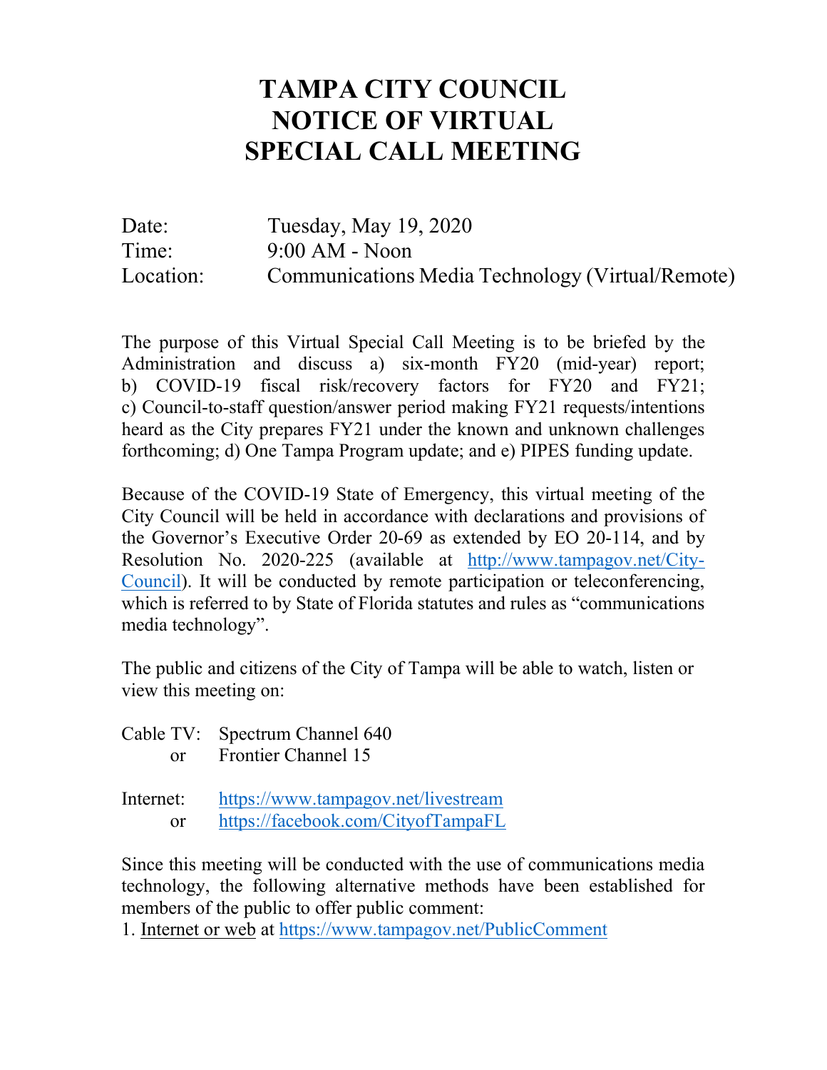# TAMPA CITY COUNCIL NOTICE OF VIRTUAL SPECIAL CALL MEETING

Date: Tuesday, May 19, 2020
Time: 9:00 AM - Noon
Location: Communications Media Technology (Virtual/Remote)

The purpose of this Virtual Special Call Meeting is to be briefed by the Administration and discuss a) six-month FY20 (mid-year) report; b) COVID-19 fiscal risk/recovery factors for FY20 and FY21; c) Council-to-staff question/answer period making FY21 requests/intentions heard as the City prepares FY21 under the known and unknown challenges forthcoming; d) One Tampa Program update; and e) PIPES funding update.

Because of the COVID-19 State of Emergency, this virtual meeting of the City Council will be held in accordance with declarations and provisions of the Governor's Executive Order 20-69 as extended by EO 20-114, and by Resolution No. 2020-225 (available at http://www.tampagov.net/City-Council). It will be conducted by remote participation or teleconferencing, which is referred to by State of Florida statutes and rules as "communications media technology".

The public and citizens of the City of Tampa will be able to watch, listen or view this meeting on:

Cable TV: Spectrum Channel 640
or Frontier Channel 15

Internet: https://www.tampagov.net/livestream
or https://facebook.com/CityofTampaFL

Since this meeting will be conducted with the use of communications media technology, the following alternative methods have been established for members of the public to offer public comment:

1. Internet or web at https://www.tampagov.net/PublicComment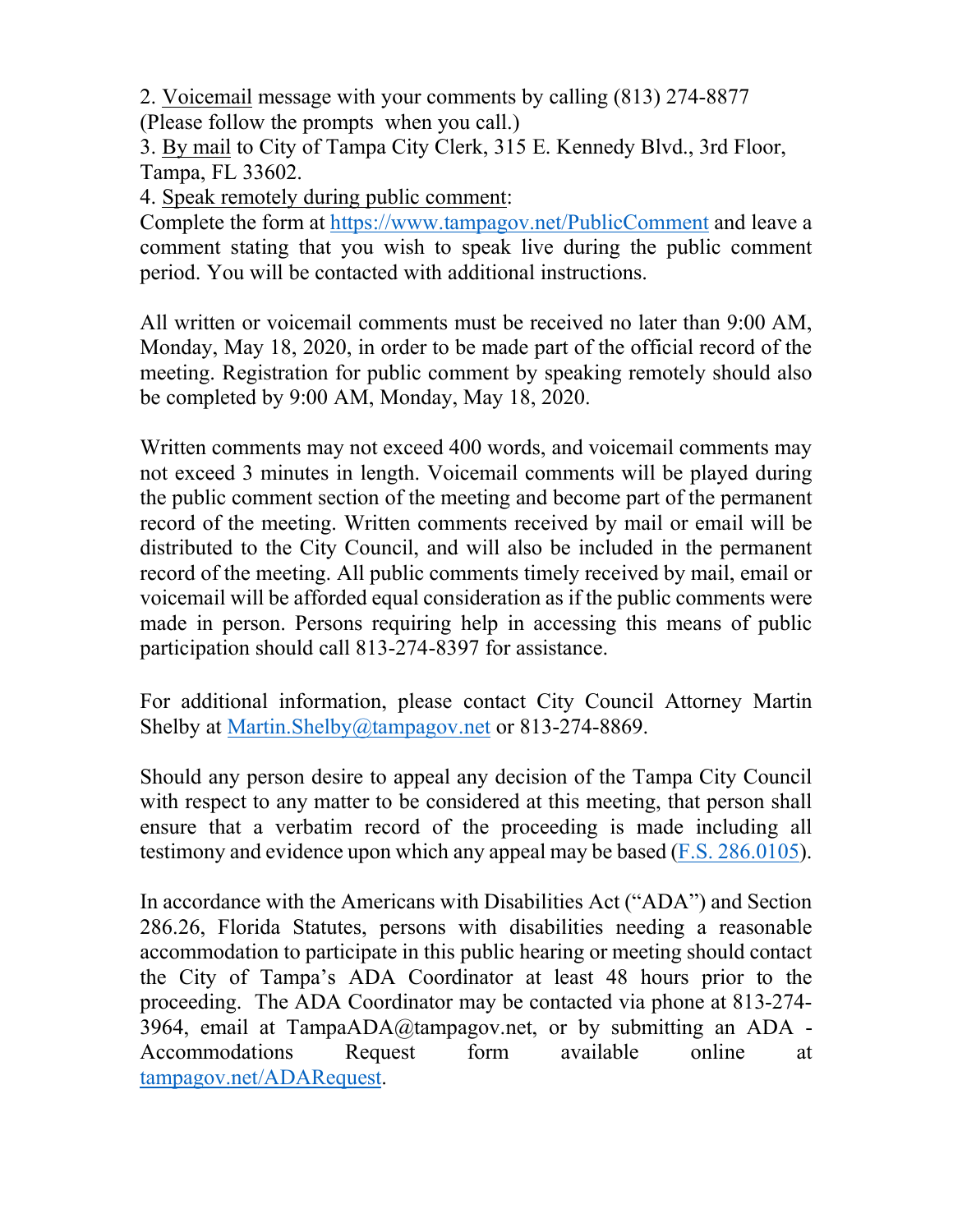2. Voicemail message with your comments by calling (813) 274-8877 (Please follow the prompts when you call.)
3. By mail to City of Tampa City Clerk, 315 E. Kennedy Blvd., 3rd Floor, Tampa, FL 33602.
4. Speak remotely during public comment:
Complete the form at [https://www.tampagov.net/PublicComment](https://www.tampagov.net/PublicComment) and leave a comment stating that you wish to speak live during the public comment period. You will be contacted with additional instructions.

All written or voicemail comments must be received no later than 9:00 AM, Monday, May 18, 2020, in order to be made part of the official record of the meeting. Registration for public comment by speaking remotely should also be completed by 9:00 AM, Monday, May 18, 2020.

Written comments may not exceed 400 words, and voicemail comments may not exceed 3 minutes in length. Voicemail comments will be played during the public comment section of the meeting and become part of the permanent record of the meeting. Written comments received by mail or email will be distributed to the City Council, and will also be included in the permanent record of the meeting. All public comments timely received by mail, email or voicemail will be afforded equal consideration as if the public comments were made in person. Persons requiring help in accessing this means of public participation should call 813-274-8397 for assistance.

For additional information, please contact City Council Attorney Martin Shelby at [Martin.Shelby@tampagov.net](mailto:Martin.Shelby@tampagov.net) or 813-274-8869.

Should any person desire to appeal any decision of the Tampa City Council with respect to any matter to be considered at this meeting, that person shall ensure that a verbatim record of the proceeding is made including all testimony and evidence upon which any appeal may be based (F.S. 286.0105).

In accordance with the Americans with Disabilities Act ("ADA") and Section 286.26, Florida Statutes, persons with disabilities needing a reasonable accommodation to participate in this public hearing or meeting should contact the City of Tampa's ADA Coordinator at least 48 hours prior to the proceeding. The ADA Coordinator may be contacted via phone at 813-274-3964, email at TampaADA@tampagov.net, or by submitting an ADA - Accommodations Request form available online at tampagov.net/ADARequest.